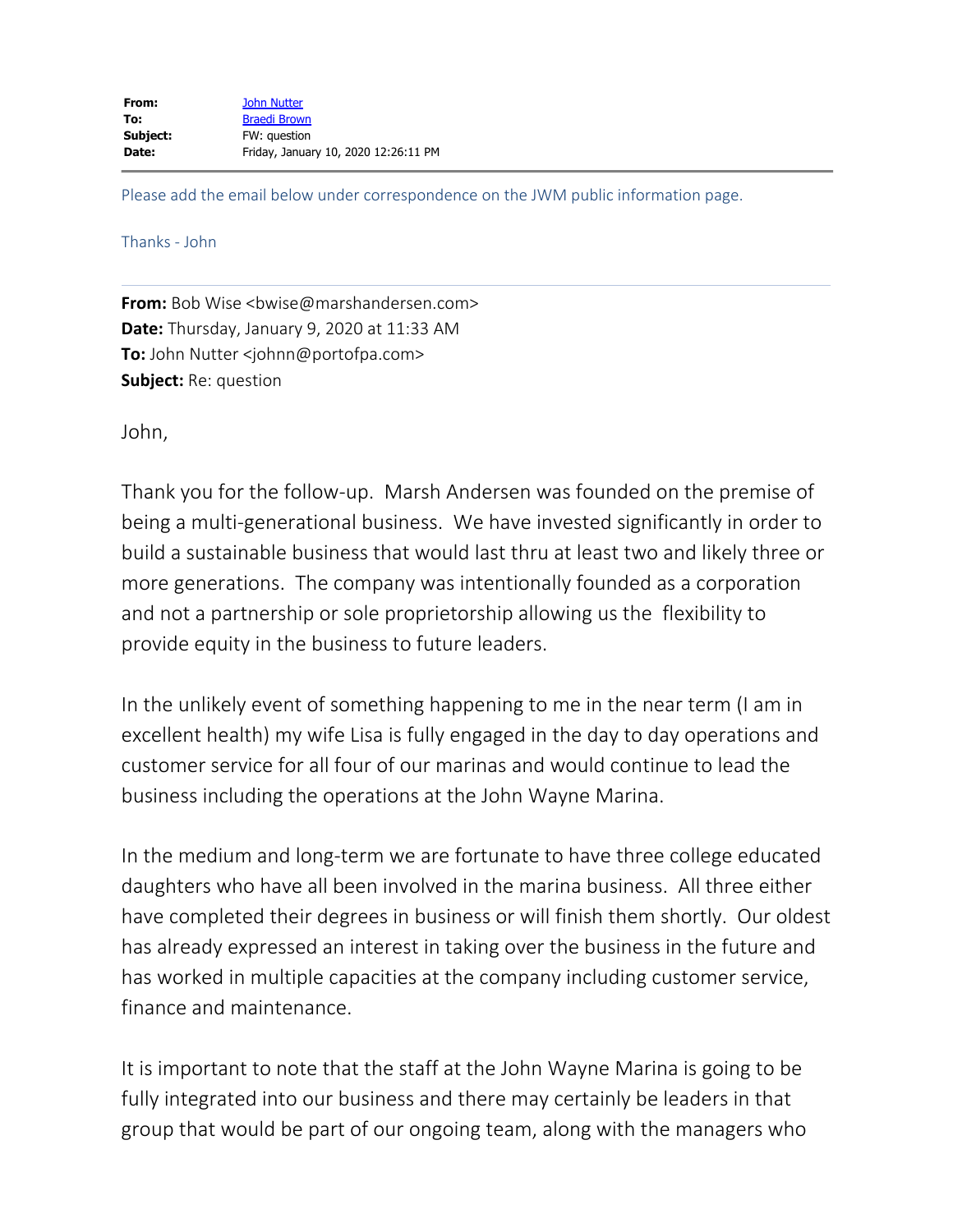| | |
|---|---|
| **From:** | John Nutter |
| **To:** | Braedi Brown |
| **Subject:** | FW: question |
| **Date:** | Friday, January 10, 2020 12:26:11 PM |

---

Please add the email below under correspondence on the JWM public information page.

Thanks - John

---

**From:** Bob Wise <bwise@marshandersen.com>
**Date:** Thursday, January 9, 2020 at 11:33 AM
**To:** John Nutter <johnn@portofpa.com>
**Subject:** Re: question

John,

Thank you for the follow-up. Marsh Andersen was founded on the premise of being a multi-generational business. We have invested significantly in order to build a sustainable business that would last thru at least two and likely three or more generations. The company was intentionally founded as a corporation and not a partnership or sole proprietorship allowing us the flexibility to provide equity in the business to future leaders.

In the unlikely event of something happening to me in the near term (I am in excellent health) my wife Lisa is fully engaged in the day to day operations and customer service for all four of our marinas and would continue to lead the business including the operations at the John Wayne Marina.

In the medium and long-term we are fortunate to have three college educated daughters who have all been involved in the marina business. All three either have completed their degrees in business or will finish them shortly. Our oldest has already expressed an interest in taking over the business in the future and has worked in multiple capacities at the company including customer service, finance and maintenance.

It is important to note that the staff at the John Wayne Marina is going to be fully integrated into our business and there may certainly be leaders in that group that would be part of our ongoing team, along with the managers who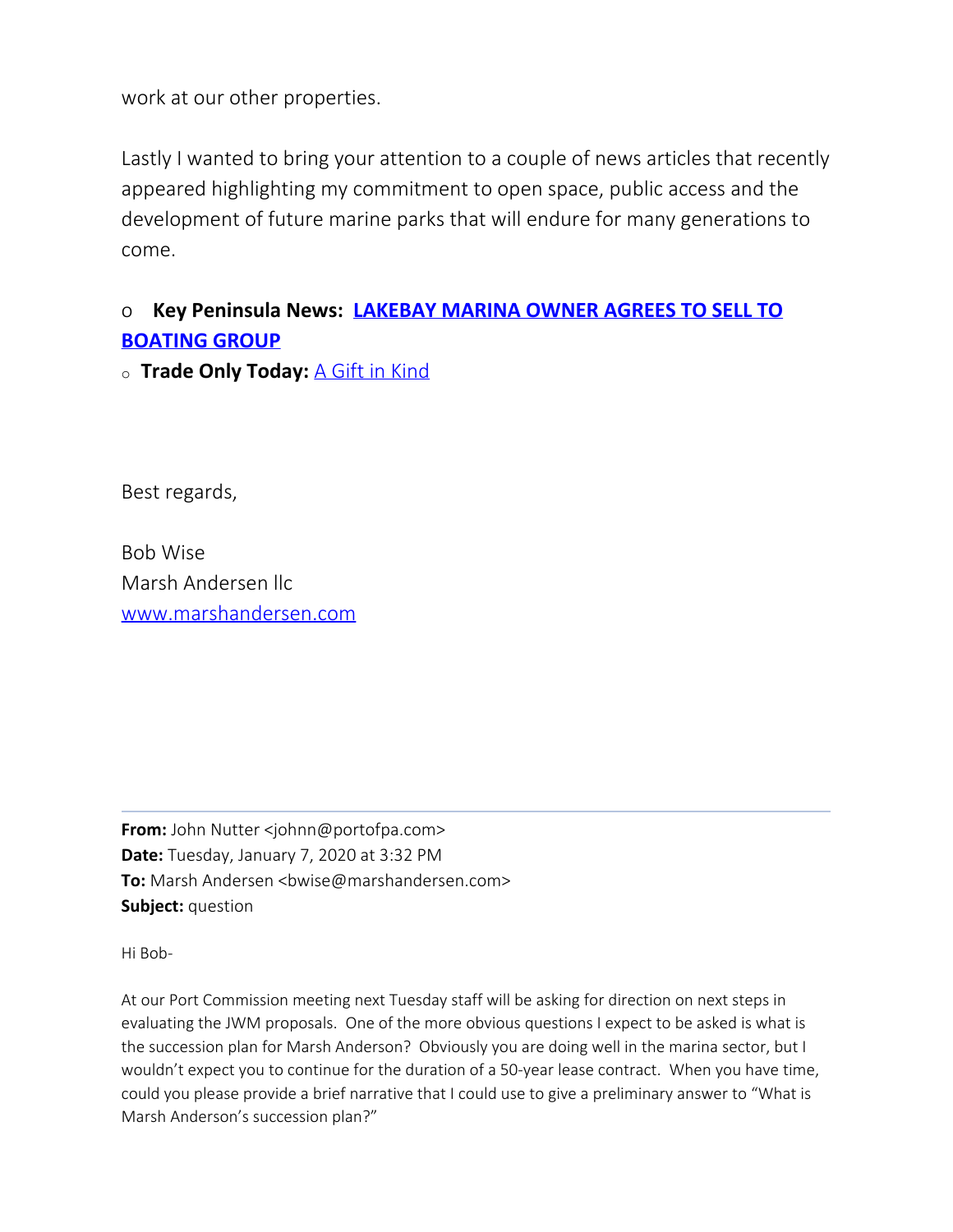work at our other properties.

Lastly I wanted to bring your attention to a couple of news articles that recently appeared highlighting my commitment to open space, public access and the development of future marine parks that will endure for many generations to come.

- **Key Peninsula News: LAKEBAY MARINA OWNER AGREES TO SELL TO BOATING GROUP**
- **Trade Only Today:** A Gift in Kind

Best regards,

Bob Wise
Marsh Andersen llc
www.marshandersen.com

---

**From:** John Nutter <johnn@portofpa.com>
**Date:** Tuesday, January 7, 2020 at 3:32 PM
**To:** Marsh Andersen <bwise@marshandersen.com>
**Subject:** question

Hi Bob-

At our Port Commission meeting next Tuesday staff will be asking for direction on next steps in evaluating the JWM proposals. One of the more obvious questions I expect to be asked is what is the succession plan for Marsh Anderson? Obviously you are doing well in the marina sector, but I wouldn't expect you to continue for the duration of a 50-year lease contract. When you have time, could you please provide a brief narrative that I could use to give a preliminary answer to "What is Marsh Anderson's succession plan?"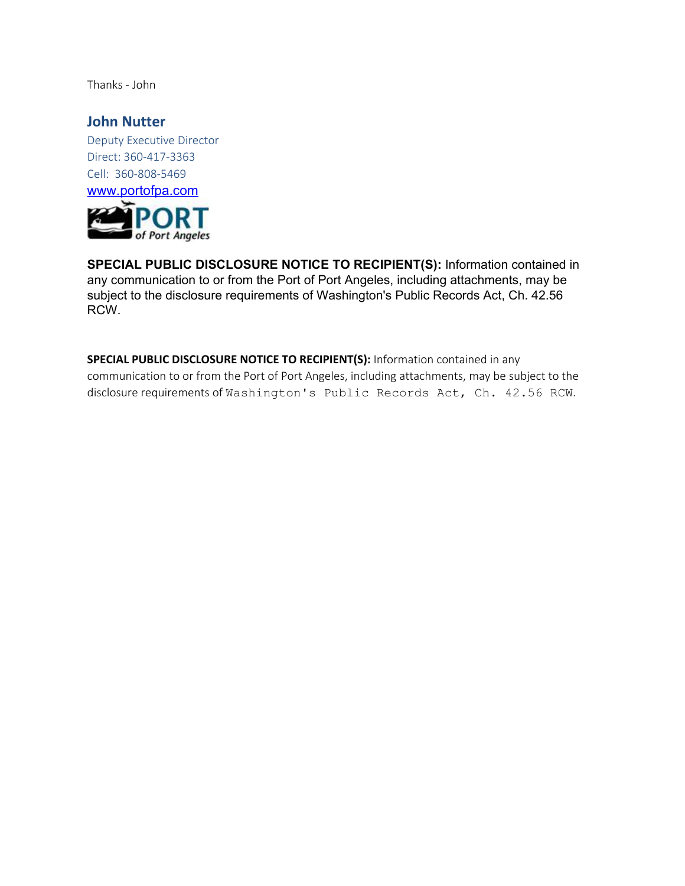Thanks - John

**John Nutter**
Deputy Executive Director
Direct: 360-417-3363
Cell: 360-808-5469
www.portofpa.com

PORT of Port Angeles

**SPECIAL PUBLIC DISCLOSURE NOTICE TO RECIPIENT(S):** Information contained in any communication to or from the Port of Port Angeles, including attachments, may be subject to the disclosure requirements of Washington's Public Records Act, Ch. 42.56 RCW.

**SPECIAL PUBLIC DISCLOSURE NOTICE TO RECIPIENT(S):** Information contained in any communication to or from the Port of Port Angeles, including attachments, may be subject to the disclosure requirements of Washington's Public Records Act, Ch. 42.56 RCW.